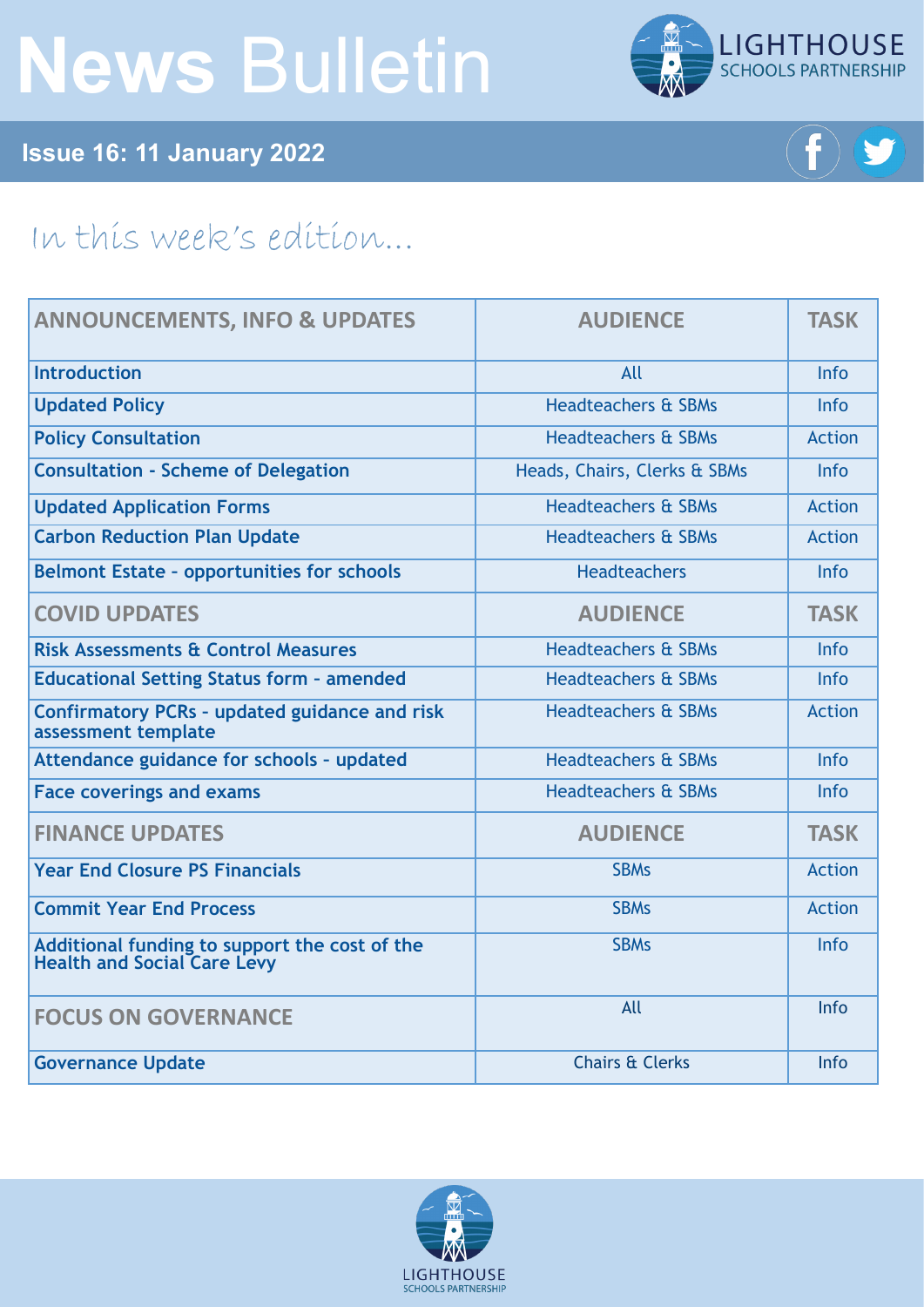# News Bulletin

LIGHTHOUSE SCHOOLS PARTNERSHIP

**Issue 16: 11 January 2022**

## In this week's edition...

| ANNOUNCEMENTS, INFO & UPDATES | AUDIENCE | TASK |
|---|---|---|
| Introduction | All | Info |
| Updated Policy | Headteachers & SBMs | Info |
| Policy Consultation | Headteachers & SBMs | Action |
| Consultation - Scheme of Delegation | Heads, Chairs, Clerks & SBMs | Info |
| Updated Application Forms | Headteachers & SBMs | Action |
| Carbon Reduction Plan Update | Headteachers & SBMs | Action |
| Belmont Estate - opportunities for schools | Headteachers | Info |
| **COVID UPDATES** | **AUDIENCE** | **TASK** |
| Risk Assessments & Control Measures | Headteachers & SBMs | Info |
| Educational Setting Status form - amended | Headteachers & SBMs | Info |
| Confirmatory PCRs - updated guidance and risk assessment template | Headteachers & SBMs | Action |
| Attendance guidance for schools - updated | Headteachers & SBMs | Info |
| Face coverings and exams | Headteachers & SBMs | Info |
| **FINANCE UPDATES** | **AUDIENCE** | **TASK** |
| Year End Closure PS Financials | SBMs | Action |
| Commit Year End Process | SBMs | Action |
| Additional funding to support the cost of the Health and Social Care Levy | SBMs | Info |
| **FOCUS ON GOVERNANCE** | All | Info |
| Governance Update | Chairs & Clerks | Info |

LIGHTHOUSE SCHOOLS PARTNERSHIP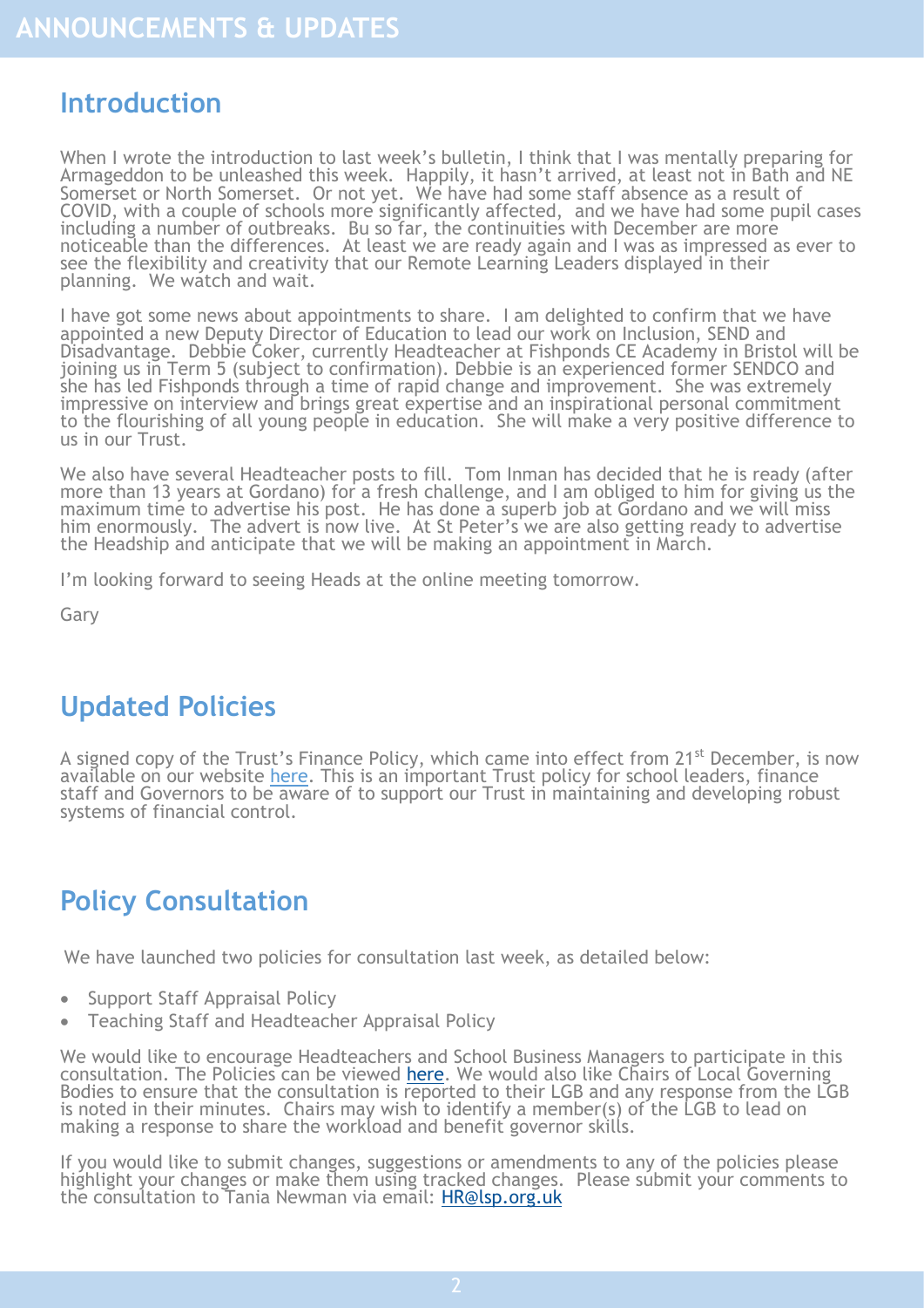# ANNOUNCEMENTS & UPDATES

## Introduction

When I wrote the introduction to last week's bulletin, I think that I was mentally preparing for Armageddon to be unleashed this week. Happily, it hasn't arrived, at least not in Bath and NE Somerset or North Somerset. Or not yet. We have had some staff absence as a result of COVID, with a couple of schools more significantly affected, and we have had some pupil cases including a number of outbreaks. Bu so far, the continuities with December are more noticeable than the differences. At least we are ready again and I was as impressed as ever to see the flexibility and creativity that our Remote Learning Leaders displayed in their planning. We watch and wait.

I have got some news about appointments to share. I am delighted to confirm that we have appointed a new Deputy Director of Education to lead our work on Inclusion, SEND and Disadvantage. Debbie Coker, currently Headteacher at Fishponds CE Academy in Bristol will be joining us in Term 5 (subject to confirmation). Debbie is an experienced former SENDCO and she has led Fishponds through a time of rapid change and improvement. She was extremely impressive on interview and brings great expertise and an inspirational personal commitment to the flourishing of all young people in education. She will make a very positive difference to us in our Trust.

We also have several Headteacher posts to fill. Tom Inman has decided that he is ready (after more than 13 years at Gordano) for a fresh challenge, and I am obliged to him for giving us the maximum time to advertise his post. He has done a superb job at Gordano and we will miss him enormously. The advert is now live. At St Peter's we are also getting ready to advertise the Headship and anticipate that we will be making an appointment in March.

I'm looking forward to seeing Heads at the online meeting tomorrow.

Gary

## Updated Policies

A signed copy of the Trust's Finance Policy, which came into effect from 21st December, is now available on our website here. This is an important Trust policy for school leaders, finance staff and Governors to be aware of to support our Trust in maintaining and developing robust systems of financial control.

## Policy Consultation

We have launched two policies for consultation last week, as detailed below:

- Support Staff Appraisal Policy
- Teaching Staff and Headteacher Appraisal Policy

We would like to encourage Headteachers and School Business Managers to participate in this consultation. The Policies can be viewed here. We would also like Chairs of Local Governing Bodies to ensure that the consultation is reported to their LGB and any response from the LGB is noted in their minutes. Chairs may wish to identify a member(s) of the LGB to lead on making a response to share the workload and benefit governor skills.

If you would like to submit changes, suggestions or amendments to any of the policies please highlight your changes or make them using tracked changes. Please submit your comments to the consultation to Tania Newman via email: HR@lsp.org.uk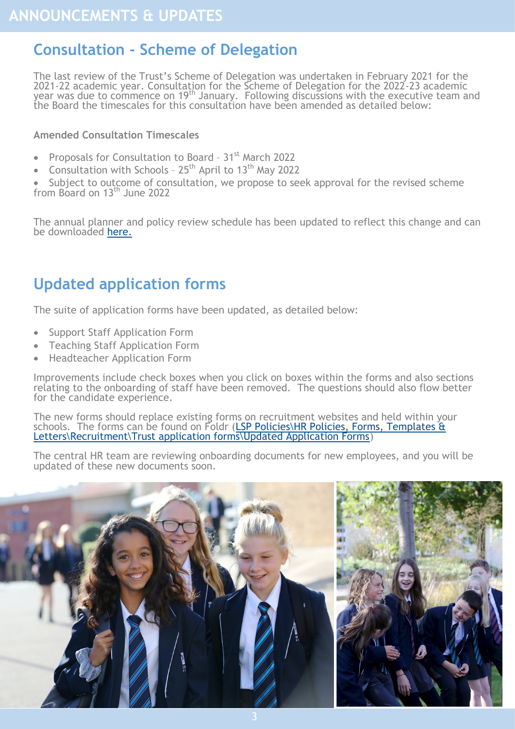# ANNOUNCEMENTS & UPDATES

## Consultation - Scheme of Delegation

The last review of the Trust's Scheme of Delegation was undertaken in February 2021 for the 2021-22 academic year. Consultation for the Scheme of Delegation for the 2022-23 academic year was due to commence on 19th January. Following discussions with the executive team and the Board the timescales for this consultation have been amended as detailed below:

**Amended Consultation Timescales**

- Proposals for Consultation to Board – 31st March 2022
- Consultation with Schools – 25th April to 13th May 2022
- Subject to outcome of consultation, we propose to seek approval for the revised scheme from Board on 13th June 2022

The annual planner and policy review schedule has been updated to reflect this change and can be downloaded here.

## Updated application forms

The suite of application forms have been updated, as detailed below:

- Support Staff Application Form
- Teaching Staff Application Form
- Headteacher Application Form

Improvements include check boxes when you click on boxes within the forms and also sections relating to the onboarding of staff have been removed. The questions should also flow better for the candidate experience.

The new forms should replace existing forms on recruitment websites and held within your schools. The forms can be found on Foldr (LSP Policies\HR Policies, Forms, Templates & Letters\Recruitment\Trust application forms\Updated Application Forms)

The central HR team are reviewing onboarding documents for new employees, and you will be updated of these new documents soon.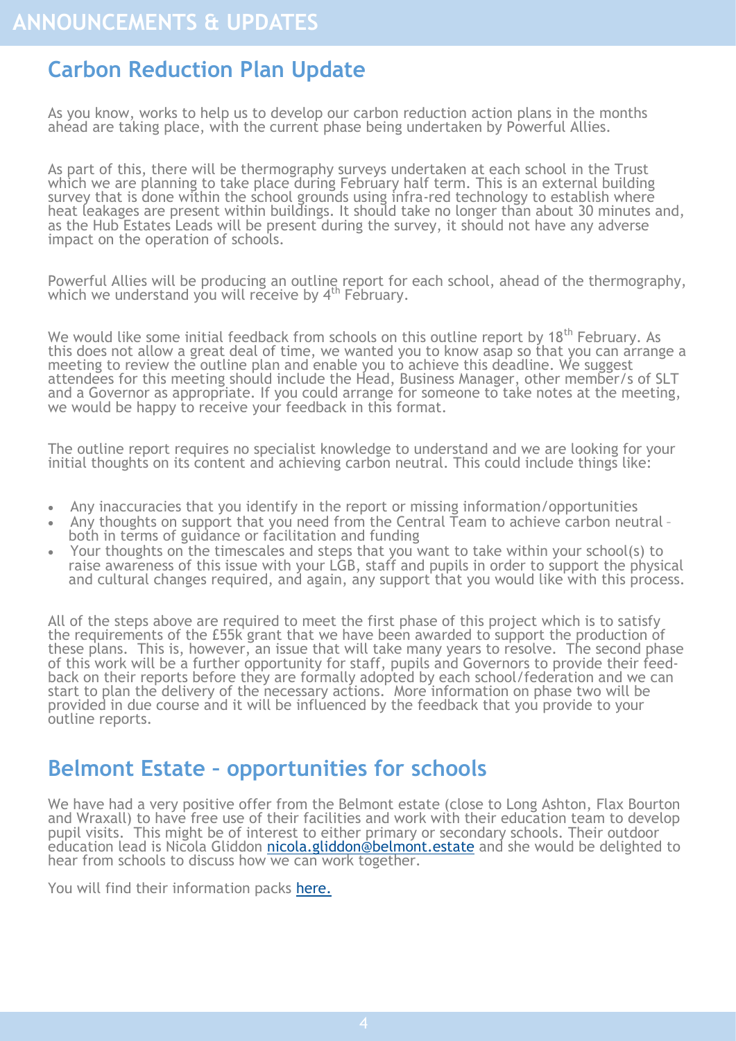# ANNOUNCEMENTS & UPDATES

## Carbon Reduction Plan Update

As you know, works to help us to develop our carbon reduction action plans in the months ahead are taking place, with the current phase being undertaken by Powerful Allies.

As part of this, there will be thermography surveys undertaken at each school in the Trust which we are planning to take place during February half term. This is an external building survey that is done within the school grounds using infra-red technology to establish where heat leakages are present within buildings. It should take no longer than about 30 minutes and, as the Hub Estates Leads will be present during the survey, it should not have any adverse impact on the operation of schools.

Powerful Allies will be producing an outline report for each school, ahead of the thermography, which we understand you will receive by 4th February.

We would like some initial feedback from schools on this outline report by 18th February. As this does not allow a great deal of time, we wanted you to know asap so that you can arrange a meeting to review the outline plan and enable you to achieve this deadline. We suggest attendees for this meeting should include the Head, Business Manager, other member/s of SLT and a Governor as appropriate. If you could arrange for someone to take notes at the meeting, we would be happy to receive your feedback in this format.

The outline report requires no specialist knowledge to understand and we are looking for your initial thoughts on its content and achieving carbon neutral. This could include things like:

- Any inaccuracies that you identify in the report or missing information/opportunities
- Any thoughts on support that you need from the Central Team to achieve carbon neutral – both in terms of guidance or facilitation and funding
- Your thoughts on the timescales and steps that you want to take within your school(s) to raise awareness of this issue with your LGB, staff and pupils in order to support the physical and cultural changes required, and again, any support that you would like with this process.

All of the steps above are required to meet the first phase of this project which is to satisfy the requirements of the £55k grant that we have been awarded to support the production of these plans. This is, however, an issue that will take many years to resolve. The second phase of this work will be a further opportunity for staff, pupils and Governors to provide their feed-back on their reports before they are formally adopted by each school/federation and we can start to plan the delivery of the necessary actions. More information on phase two will be provided in due course and it will be influenced by the feedback that you provide to your outline reports.

## Belmont Estate – opportunities for schools

We have had a very positive offer from the Belmont estate (close to Long Ashton, Flax Bourton and Wraxall) to have free use of their facilities and work with their education team to develop pupil visits. This might be of interest to either primary or secondary schools. Their outdoor education lead is Nicola Gliddon nicola.gliddon@belmont.estate and she would be delighted to hear from schools to discuss how we can work together.

You will find their information packs here.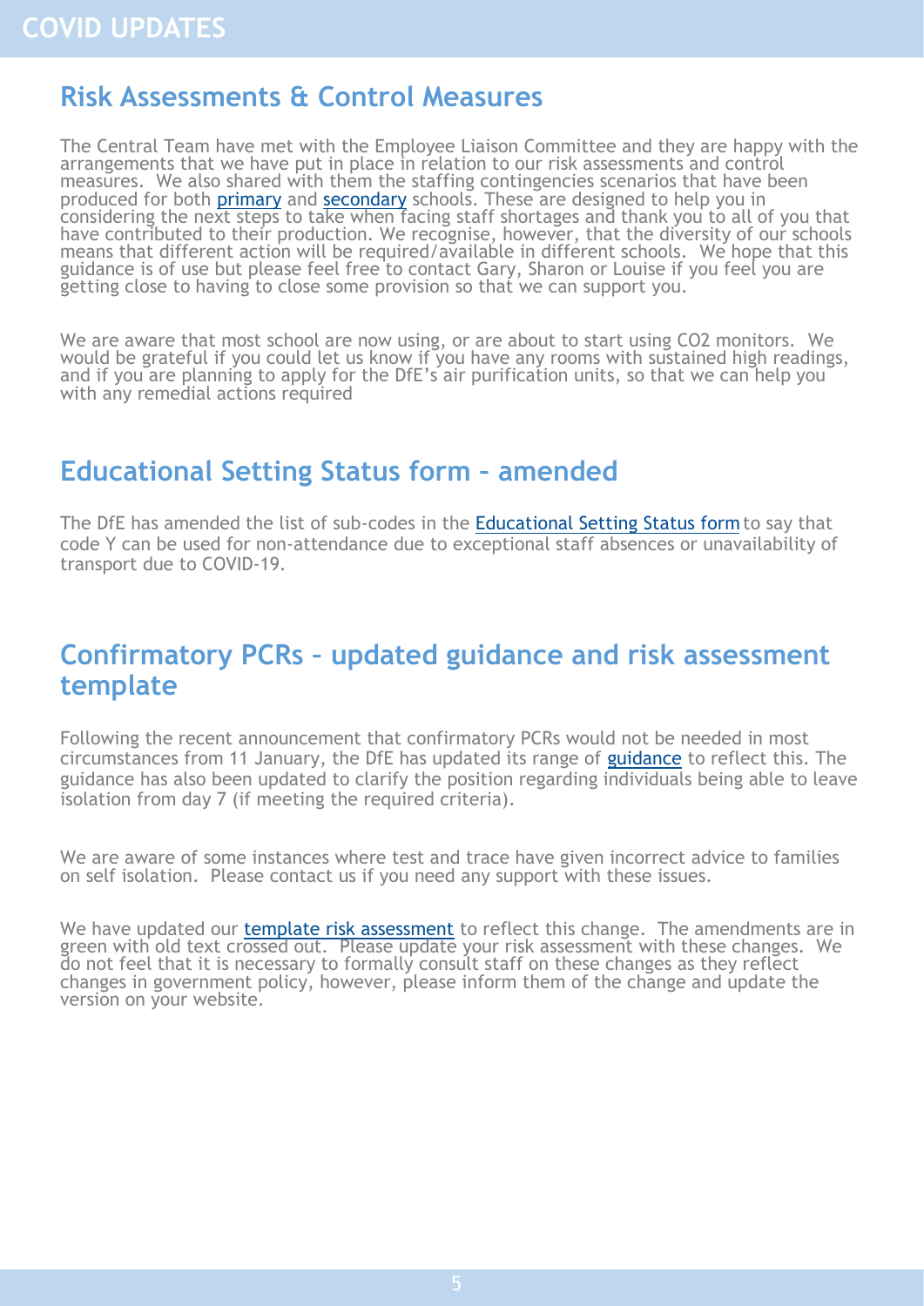# COVID UPDATES

## Risk Assessments & Control Measures

The Central Team have met with the Employee Liaison Committee and they are happy with the arrangements that we have put in place in relation to our risk assessments and control measures. We also shared with them the staffing contingencies scenarios that have been produced for both primary and secondary schools. These are designed to help you in considering the next steps to take when facing staff shortages and thank you to all of you that have contributed to their production. We recognise, however, that the diversity of our schools means that different action will be required/available in different schools. We hope that this guidance is of use but please feel free to contact Gary, Sharon or Louise if you feel you are getting close to having to close some provision so that we can support you.

We are aware that most school are now using, or are about to start using CO2 monitors. We would be grateful if you could let us know if you have any rooms with sustained high readings, and if you are planning to apply for the DfE's air purification units, so that we can help you with any remedial actions required

## Educational Setting Status form – amended

The DfE has amended the list of sub-codes in the Educational Setting Status form to say that code Y can be used for non-attendance due to exceptional staff absences or unavailability of transport due to COVID-19.

## Confirmatory PCRs – updated guidance and risk assessment template

Following the recent announcement that confirmatory PCRs would not be needed in most circumstances from 11 January, the DfE has updated its range of guidance to reflect this. The guidance has also been updated to clarify the position regarding individuals being able to leave isolation from day 7 (if meeting the required criteria).

We are aware of some instances where test and trace have given incorrect advice to families on self isolation. Please contact us if you need any support with these issues.

We have updated our template risk assessment to reflect this change. The amendments are in green with old text crossed out. Please update your risk assessment with these changes. We do not feel that it is necessary to formally consult staff on these changes as they reflect changes in government policy, however, please inform them of the change and update the version on your website.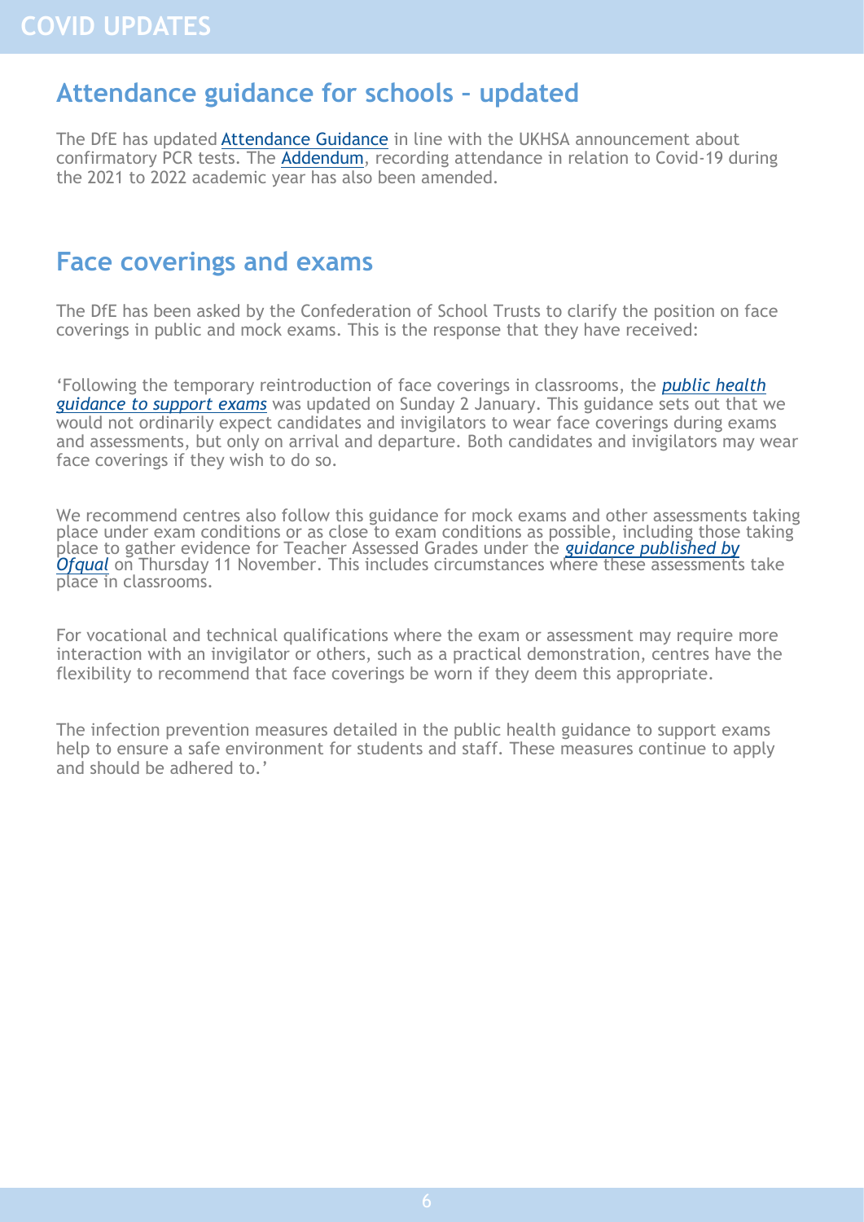# COVID UPDATES

## Attendance guidance for schools – updated

The DfE has updated Attendance Guidance in line with the UKHSA announcement about confirmatory PCR tests. The Addendum, recording attendance in relation to Covid-19 during the 2021 to 2022 academic year has also been amended.

## Face coverings and exams

The DfE has been asked by the Confederation of School Trusts to clarify the position on face coverings in public and mock exams. This is the response that they have received:

'Following the temporary reintroduction of face coverings in classrooms, the *public health guidance to support exams* was updated on Sunday 2 January. This guidance sets out that we would not ordinarily expect candidates and invigilators to wear face coverings during exams and assessments, but only on arrival and departure. Both candidates and invigilators may wear face coverings if they wish to do so.

We recommend centres also follow this guidance for mock exams and other assessments taking place under exam conditions or as close to exam conditions as possible, including those taking place to gather evidence for Teacher Assessed Grades under the *guidance published by Ofqual* on Thursday 11 November. This includes circumstances where these assessments take place in classrooms.

For vocational and technical qualifications where the exam or assessment may require more interaction with an invigilator or others, such as a practical demonstration, centres have the flexibility to recommend that face coverings be worn if they deem this appropriate.

The infection prevention measures detailed in the public health guidance to support exams help to ensure a safe environment for students and staff. These measures continue to apply and should be adhered to.'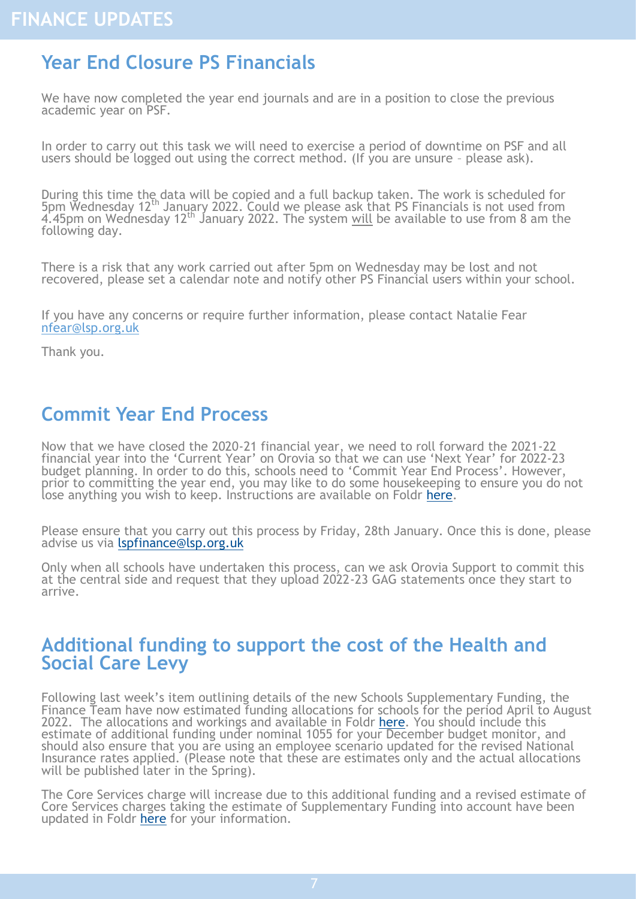# FINANCE UPDATES

## Year End Closure PS Financials

We have now completed the year end journals and are in a position to close the previous academic year on PSF.

In order to carry out this task we will need to exercise a period of downtime on PSF and all users should be logged out using the correct method. (If you are unsure – please ask).

During this time the data will be copied and a full backup taken. The work is scheduled for 5pm Wednesday 12th January 2022. Could we please ask that PS Financials is not used from 4.45pm on Wednesday 12th January 2022. The system will be available to use from 8 am the following day.

There is a risk that any work carried out after 5pm on Wednesday may be lost and not recovered, please set a calendar note and notify other PS Financial users within your school.

If you have any concerns or require further information, please contact Natalie Fear nfear@lsp.org.uk

Thank you.

## Commit Year End Process

Now that we have closed the 2020-21 financial year, we need to roll forward the 2021-22 financial year into the 'Current Year' on Orovia so that we can use 'Next Year' for 2022-23 budget planning. In order to do this, schools need to 'Commit Year End Process'. However, prior to committing the year end, you may like to do some housekeeping to ensure you do not lose anything you wish to keep. Instructions are available on Foldr here.

Please ensure that you carry out this process by Friday, 28th January. Once this is done, please advise us via lspfinance@lsp.org.uk

Only when all schools have undertaken this process, can we ask Orovia Support to commit this at the central side and request that they upload 2022-23 GAG statements once they start to arrive.

## Additional funding to support the cost of the Health and Social Care Levy

Following last week's item outlining details of the new Schools Supplementary Funding, the Finance Team have now estimated funding allocations for schools for the period April to August 2022. The allocations and workings and available in Foldr here. You should include this estimate of additional funding under nominal 1055 for your December budget monitor, and should also ensure that you are using an employee scenario updated for the revised National Insurance rates applied. (Please note that these are estimates only and the actual allocations will be published later in the Spring).

The Core Services charge will increase due to this additional funding and a revised estimate of Core Services charges taking the estimate of Supplementary Funding into account have been updated in Foldr here for your information.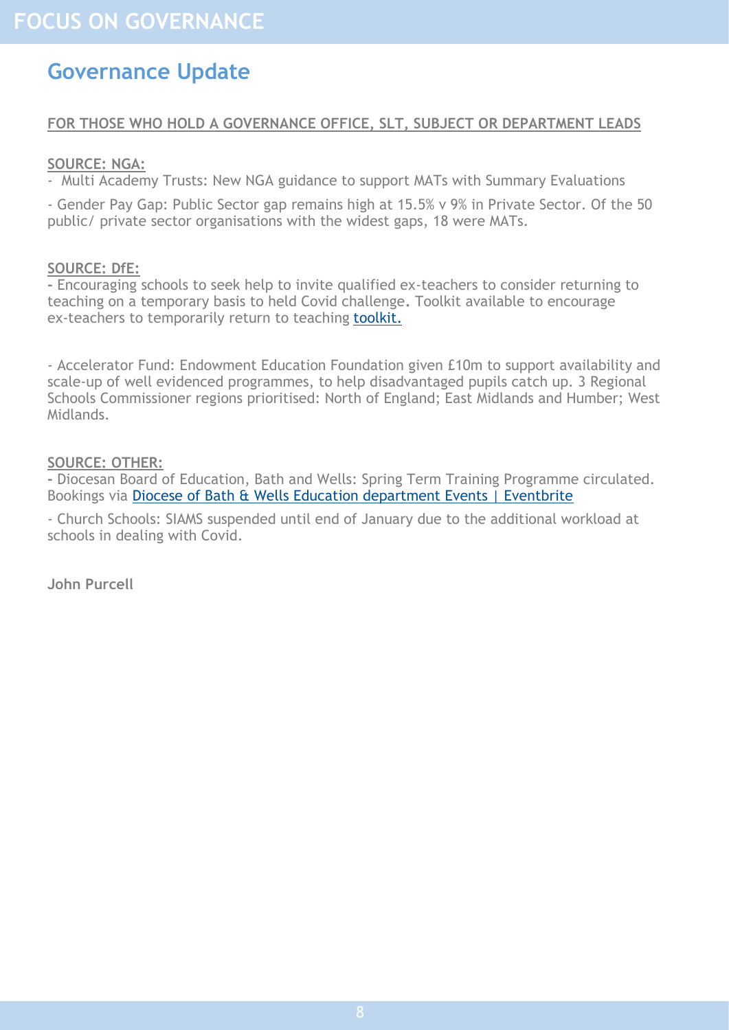# FOCUS ON GOVERNANCE

## Governance Update

**FOR THOSE WHO HOLD A GOVERNANCE OFFICE, SLT, SUBJECT OR DEPARTMENT LEADS**

**SOURCE: NGA:**

- Multi Academy Trusts: New NGA guidance to support MATs with Summary Evaluations

- Gender Pay Gap: Public Sector gap remains high at 15.5% v 9% in Private Sector. Of the 50 public/ private sector organisations with the widest gaps, 18 were MATs.

**SOURCE: DfE:**

- Encouraging schools to seek help to invite qualified ex-teachers to consider returning to teaching on a temporary basis to held Covid challenge. Toolkit available to encourage ex-teachers to temporarily return to teaching toolkit.

- Accelerator Fund: Endowment Education Foundation given £10m to support availability and scale-up of well evidenced programmes, to help disadvantaged pupils catch up. 3 Regional Schools Commissioner regions prioritised: North of England; East Midlands and Humber; West Midlands.

**SOURCE: OTHER:**

- Diocesan Board of Education, Bath and Wells: Spring Term Training Programme circulated. Bookings via Diocese of Bath & Wells Education department Events | Eventbrite

- Church Schools: SIAMS suspended until end of January due to the additional workload at schools in dealing with Covid.

**John Purcell**